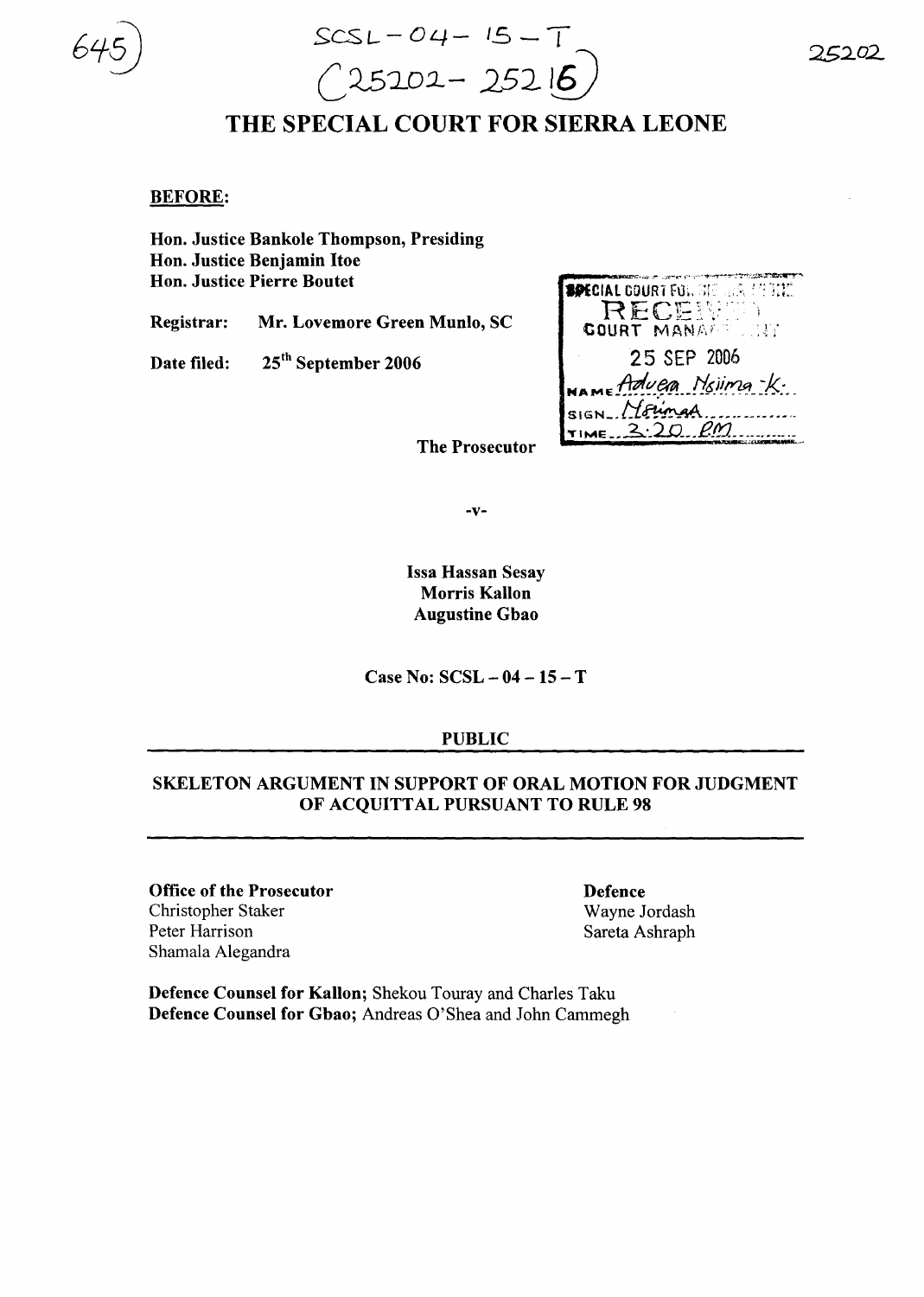645

SCSL-04-15-T
(25202-25216)

25202

# THE SPECIAL COURT FOR SIERRA LEONE

**BEFORE:**

**Hon. Justice Bankole Thompson, Presiding**
**Hon. Justice Benjamin Itoe**
**Hon. Justice Pierre Boutet**

**Registrar:** **Mr. Lovemore Green Munlo, SC**

**Date filed:** **25th September 2006**

SPECIAL COURT FOR SIERRA LEONE
RECEIVED
COURT MANAGEMENT
25 SEP 2006
NAME Advera Nsiima -K.
SIGN Nsiima
TIME 3:20 PM

**The Prosecutor**

**-v-**

**Issa Hassan Sesay**
**Morris Kallon**
**Augustine Gbao**

**Case No: SCSL – 04 – 15 – T**

**PUBLIC**

---

**SKELETON ARGUMENT IN SUPPORT OF ORAL MOTION FOR JUDGMENT OF ACQUITTAL PURSUANT TO RULE 98**

---

**Office of the Prosecutor**
Christopher Staker
Peter Harrison
Shamala Alegandra

**Defence**
Wayne Jordash
Sareta Ashraph

**Defence Counsel for Kallon;** Shekou Touray and Charles Taku
**Defence Counsel for Gbao;** Andreas O'Shea and John Cammegh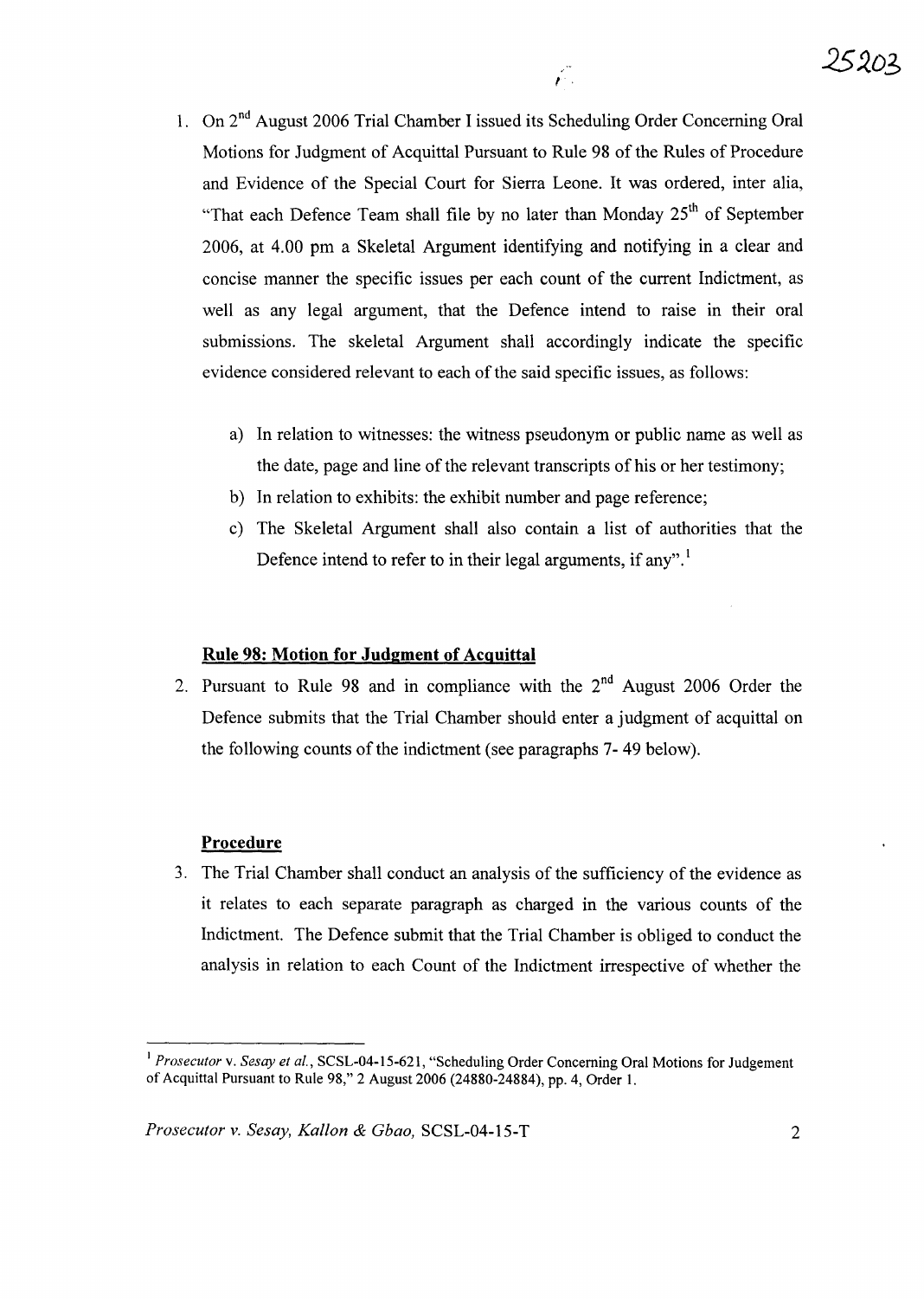1. On 2[nd] August 2006 Trial Chamber I issued its Scheduling Order Concerning Oral Motions for Judgment of Acquittal Pursuant to Rule 98 of the Rules of Procedure and Evidence of the Special Court for Sierra Leone. It was ordered, inter alia, "That each Defence Team shall file by no later than Monday 25[th] of September 2006, at 4.00 pm a Skeletal Argument identifying and notifying in a clear and concise manner the specific issues per each count of the current Indictment, as well as any legal argument, that the Defence intend to raise in their oral submissions. The skeletal Argument shall accordingly indicate the specific evidence considered relevant to each of the said specific issues, as follows:

   a) In relation to witnesses: the witness pseudonym or public name as well as the date, page and line of the relevant transcripts of his or her testimony;
   b) In relation to exhibits: the exhibit number and page reference;
   c) The Skeletal Argument shall also contain a list of authorities that the Defence intend to refer to in their legal arguments, if any".[1]

## Rule 98: Motion for Judgment of Acquittal

2. Pursuant to Rule 98 and in compliance with the 2[nd] August 2006 Order the Defence submits that the Trial Chamber should enter a judgment of acquittal on the following counts of the indictment (see paragraphs 7- 49 below).

## Procedure

3. The Trial Chamber shall conduct an analysis of the sufficiency of the evidence as it relates to each separate paragraph as charged in the various counts of the Indictment. The Defence submit that the Trial Chamber is obliged to conduct the analysis in relation to each Count of the Indictment irrespective of whether the

---

[1] *Prosecutor* v. *Sesay et al.*, SCSL-04-15-621, "Scheduling Order Concerning Oral Motions for Judgement of Acquittal Pursuant to Rule 98," 2 August 2006 (24880-24884), pp. 4, Order 1.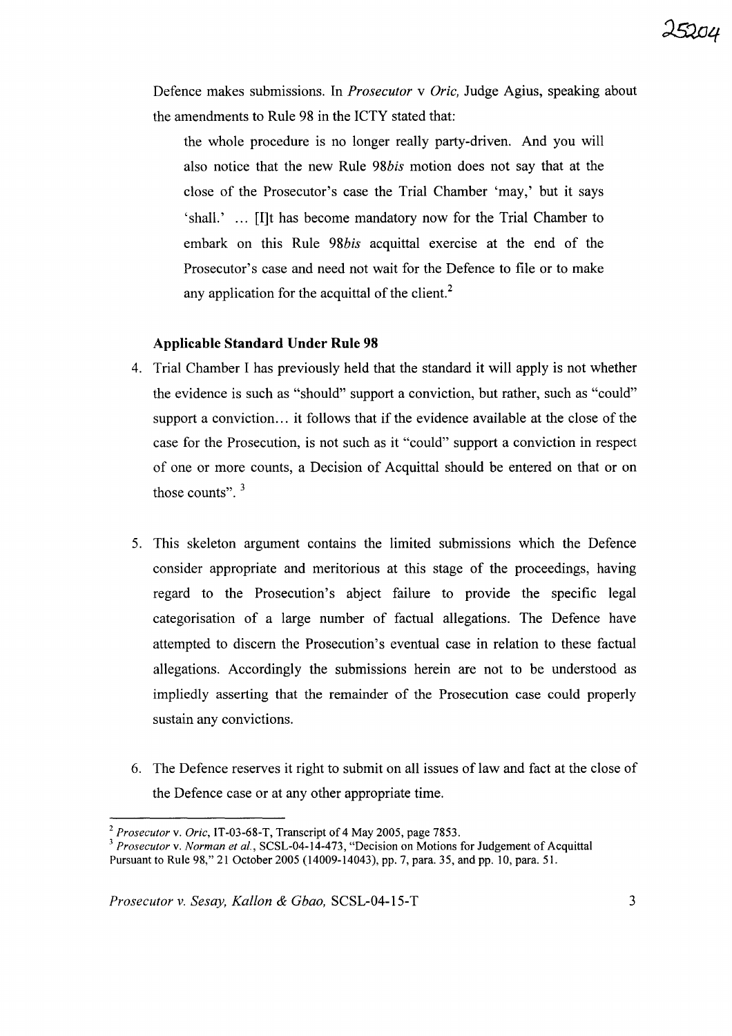Defence makes submissions. In *Prosecutor* v *Oric,* Judge Agius, speaking about the amendments to Rule 98 in the ICTY stated that:

> the whole procedure is no longer really party-driven. And you will also notice that the new Rule 98*bis* motion does not say that at the close of the Prosecutor's case the Trial Chamber 'may,' but it says 'shall.' ... [I]t has become mandatory now for the Trial Chamber to embark on this Rule 98*bis* acquittal exercise at the end of the Prosecutor's case and need not wait for the Defence to file or to make any application for the acquittal of the client.[2]

**Applicable Standard Under Rule 98**

4. Trial Chamber I has previously held that the standard it will apply is not whether the evidence is such as "should" support a conviction, but rather, such as "could" support a conviction... it follows that if the evidence available at the close of the case for the Prosecution, is not such as it "could" support a conviction in respect of one or more counts, a Decision of Acquittal should be entered on that or on those counts".[3]

5. This skeleton argument contains the limited submissions which the Defence consider appropriate and meritorious at this stage of the proceedings, having regard to the Prosecution's abject failure to provide the specific legal categorisation of a large number of factual allegations. The Defence have attempted to discern the Prosecution's eventual case in relation to these factual allegations. Accordingly the submissions herein are not to be understood as impliedly asserting that the remainder of the Prosecution case could properly sustain any convictions.

6. The Defence reserves it right to submit on all issues of law and fact at the close of the Defence case or at any other appropriate time.

---

[2] *Prosecutor* v. *Oric*, IT-03-68-T, Transcript of 4 May 2005, page 7853.

[3] *Prosecutor* v. *Norman et al.*, SCSL-04-14-473, "Decision on Motions for Judgement of Acquittal Pursuant to Rule 98," 21 October 2005 (14009-14043), pp. 7, para. 35, and pp. 10, para. 51.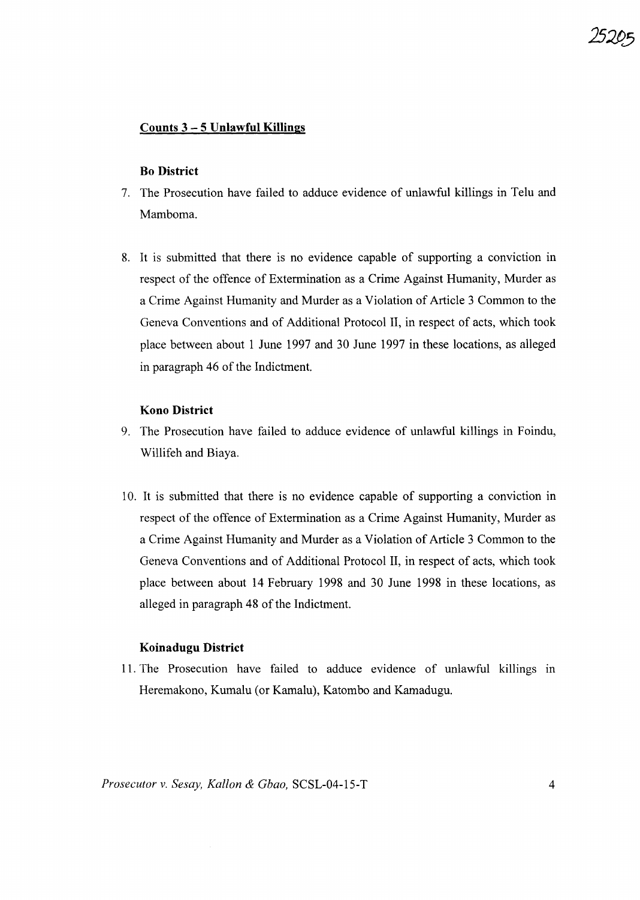**Counts 3 – 5 Unlawful Killings**

**Bo District**

7. The Prosecution have failed to adduce evidence of unlawful killings in Telu and Mamboma.

8. It is submitted that there is no evidence capable of supporting a conviction in respect of the offence of Extermination as a Crime Against Humanity, Murder as a Crime Against Humanity and Murder as a Violation of Article 3 Common to the Geneva Conventions and of Additional Protocol II, in respect of acts, which took place between about 1 June 1997 and 30 June 1997 in these locations, as alleged in paragraph 46 of the Indictment.

**Kono District**

9. The Prosecution have failed to adduce evidence of unlawful killings in Foindu, Willifeh and Biaya.

10. It is submitted that there is no evidence capable of supporting a conviction in respect of the offence of Extermination as a Crime Against Humanity, Murder as a Crime Against Humanity and Murder as a Violation of Article 3 Common to the Geneva Conventions and of Additional Protocol II, in respect of acts, which took place between about 14 February 1998 and 30 June 1998 in these locations, as alleged in paragraph 48 of the Indictment.

**Koinadugu District**

11. The Prosecution have failed to adduce evidence of unlawful killings in Heremakono, Kumalu (or Kamalu), Katombo and Kamadugu.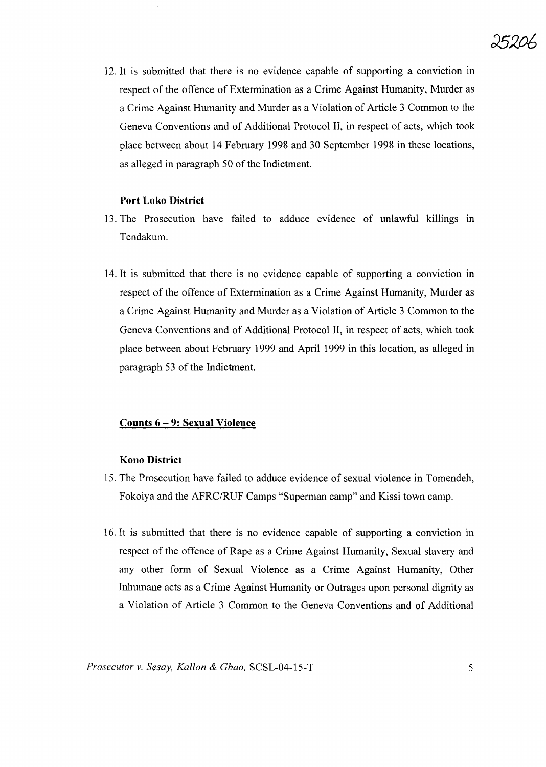12. It is submitted that there is no evidence capable of supporting a conviction in respect of the offence of Extermination as a Crime Against Humanity, Murder as a Crime Against Humanity and Murder as a Violation of Article 3 Common to the Geneva Conventions and of Additional Protocol II, in respect of acts, which took place between about 14 February 1998 and 30 September 1998 in these locations, as alleged in paragraph 50 of the Indictment.

**Port Loko District**

13. The Prosecution have failed to adduce evidence of unlawful killings in Tendakum.

14. It is submitted that there is no evidence capable of supporting a conviction in respect of the offence of Extermination as a Crime Against Humanity, Murder as a Crime Against Humanity and Murder as a Violation of Article 3 Common to the Geneva Conventions and of Additional Protocol II, in respect of acts, which took place between about February 1999 and April 1999 in this location, as alleged in paragraph 53 of the Indictment.

**Counts 6 – 9: Sexual Violence**

**Kono District**

15. The Prosecution have failed to adduce evidence of sexual violence in Tomendeh, Fokoiya and the AFRC/RUF Camps "Superman camp" and Kissi town camp.

16. It is submitted that there is no evidence capable of supporting a conviction in respect of the offence of Rape as a Crime Against Humanity, Sexual slavery and any other form of Sexual Violence as a Crime Against Humanity, Other Inhumane acts as a Crime Against Humanity or Outrages upon personal dignity as a Violation of Article 3 Common to the Geneva Conventions and of Additional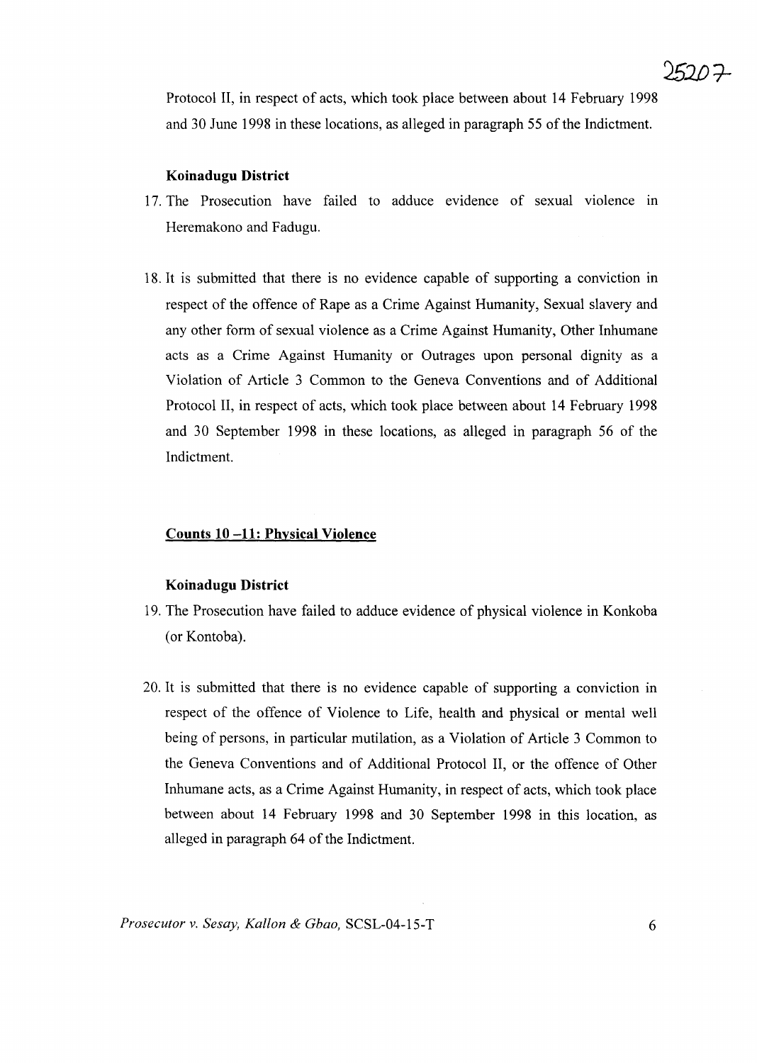Protocol II, in respect of acts, which took place between about 14 February 1998 and 30 June 1998 in these locations, as alleged in paragraph 55 of the Indictment.

**Koinadugu District**

17. The Prosecution have failed to adduce evidence of sexual violence in Heremakono and Fadugu.

18. It is submitted that there is no evidence capable of supporting a conviction in respect of the offence of Rape as a Crime Against Humanity, Sexual slavery and any other form of sexual violence as a Crime Against Humanity, Other Inhumane acts as a Crime Against Humanity or Outrages upon personal dignity as a Violation of Article 3 Common to the Geneva Conventions and of Additional Protocol II, in respect of acts, which took place between about 14 February 1998 and 30 September 1998 in these locations, as alleged in paragraph 56 of the Indictment.

**Counts 10 –11: Physical Violence**

**Koinadugu District**

19. The Prosecution have failed to adduce evidence of physical violence in Konkoba (or Kontoba).

20. It is submitted that there is no evidence capable of supporting a conviction in respect of the offence of Violence to Life, health and physical or mental well being of persons, in particular mutilation, as a Violation of Article 3 Common to the Geneva Conventions and of Additional Protocol II, or the offence of Other Inhumane acts, as a Crime Against Humanity, in respect of acts, which took place between about 14 February 1998 and 30 September 1998 in this location, as alleged in paragraph 64 of the Indictment.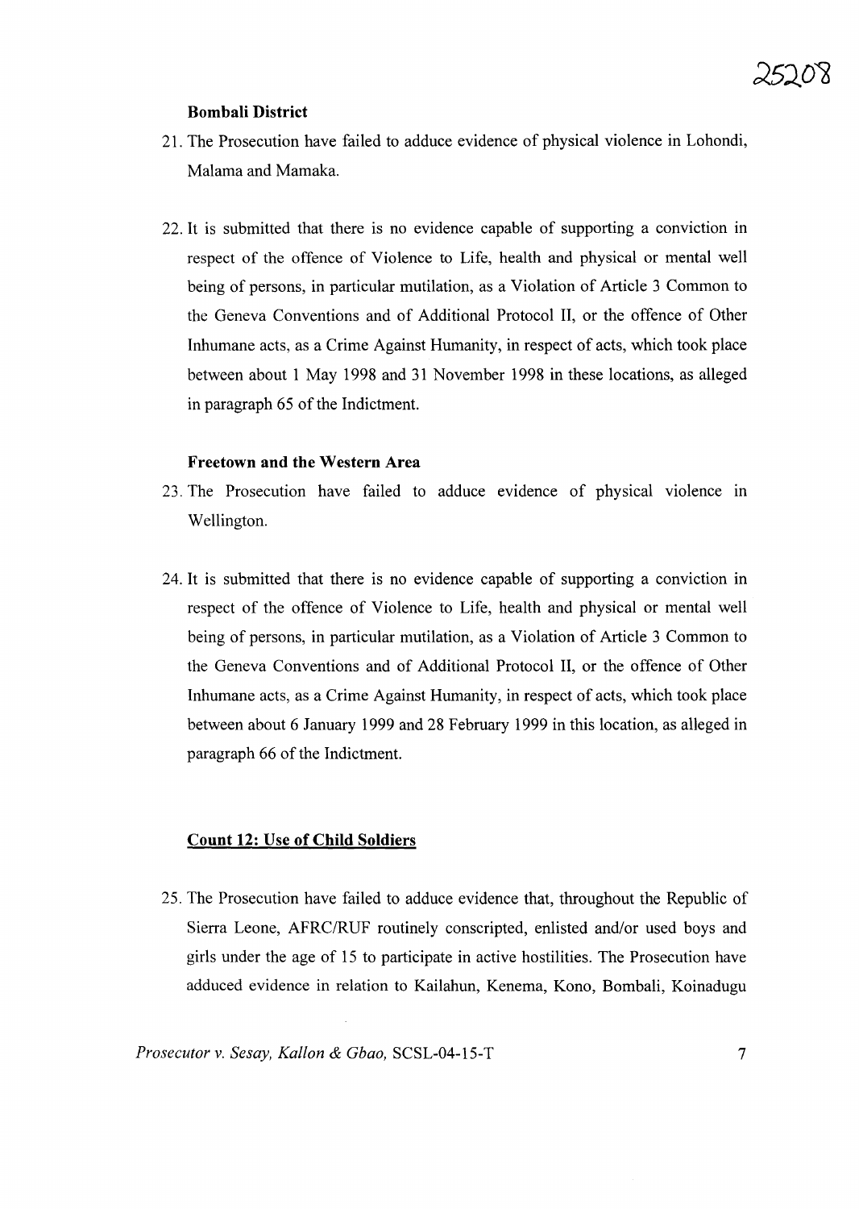### Bombali District

21. The Prosecution have failed to adduce evidence of physical violence in Lohondi, Malama and Mamaka.

22. It is submitted that there is no evidence capable of supporting a conviction in respect of the offence of Violence to Life, health and physical or mental well being of persons, in particular mutilation, as a Violation of Article 3 Common to the Geneva Conventions and of Additional Protocol II, or the offence of Other Inhumane acts, as a Crime Against Humanity, in respect of acts, which took place between about 1 May 1998 and 31 November 1998 in these locations, as alleged in paragraph 65 of the Indictment.

### Freetown and the Western Area

23. The Prosecution have failed to adduce evidence of physical violence in Wellington.

24. It is submitted that there is no evidence capable of supporting a conviction in respect of the offence of Violence to Life, health and physical or mental well being of persons, in particular mutilation, as a Violation of Article 3 Common to the Geneva Conventions and of Additional Protocol II, or the offence of Other Inhumane acts, as a Crime Against Humanity, in respect of acts, which took place between about 6 January 1999 and 28 February 1999 in this location, as alleged in paragraph 66 of the Indictment.

## Count 12: Use of Child Soldiers

25. The Prosecution have failed to adduce evidence that, throughout the Republic of Sierra Leone, AFRC/RUF routinely conscripted, enlisted and/or used boys and girls under the age of 15 to participate in active hostilities. The Prosecution have adduced evidence in relation to Kailahun, Kenema, Kono, Bombali, Koinadugu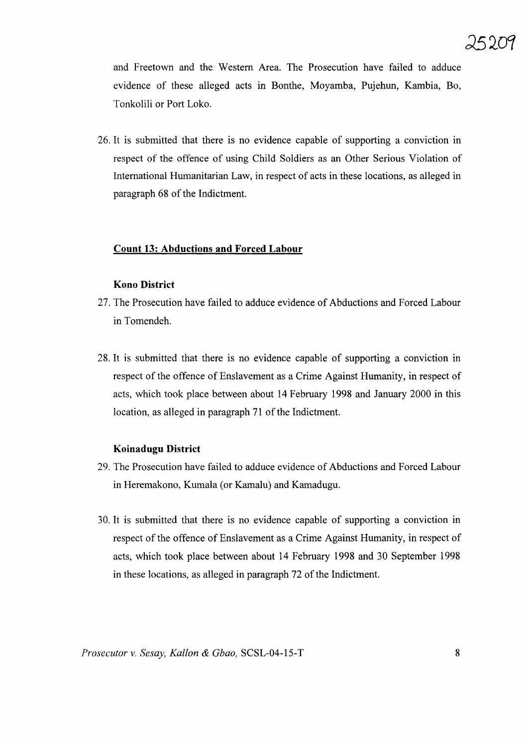and Freetown and the Western Area. The Prosecution have failed to adduce evidence of these alleged acts in Bonthe, Moyamba, Pujehun, Kambia, Bo, Tonkolili or Port Loko.

26. It is submitted that there is no evidence capable of supporting a conviction in respect of the offence of using Child Soldiers as an Other Serious Violation of International Humanitarian Law, in respect of acts in these locations, as alleged in paragraph 68 of the Indictment.

### Count 13: Abductions and Forced Labour

#### Kono District

27. The Prosecution have failed to adduce evidence of Abductions and Forced Labour in Tomendeh.

28. It is submitted that there is no evidence capable of supporting a conviction in respect of the offence of Enslavement as a Crime Against Humanity, in respect of acts, which took place between about 14 February 1998 and January 2000 in this location, as alleged in paragraph 71 of the Indictment.

#### Koinadugu District

29. The Prosecution have failed to adduce evidence of Abductions and Forced Labour in Heremakono, Kumala (or Kamalu) and Kamadugu.

30. It is submitted that there is no evidence capable of supporting a conviction in respect of the offence of Enslavement as a Crime Against Humanity, in respect of acts, which took place between about 14 February 1998 and 30 September 1998 in these locations, as alleged in paragraph 72 of the Indictment.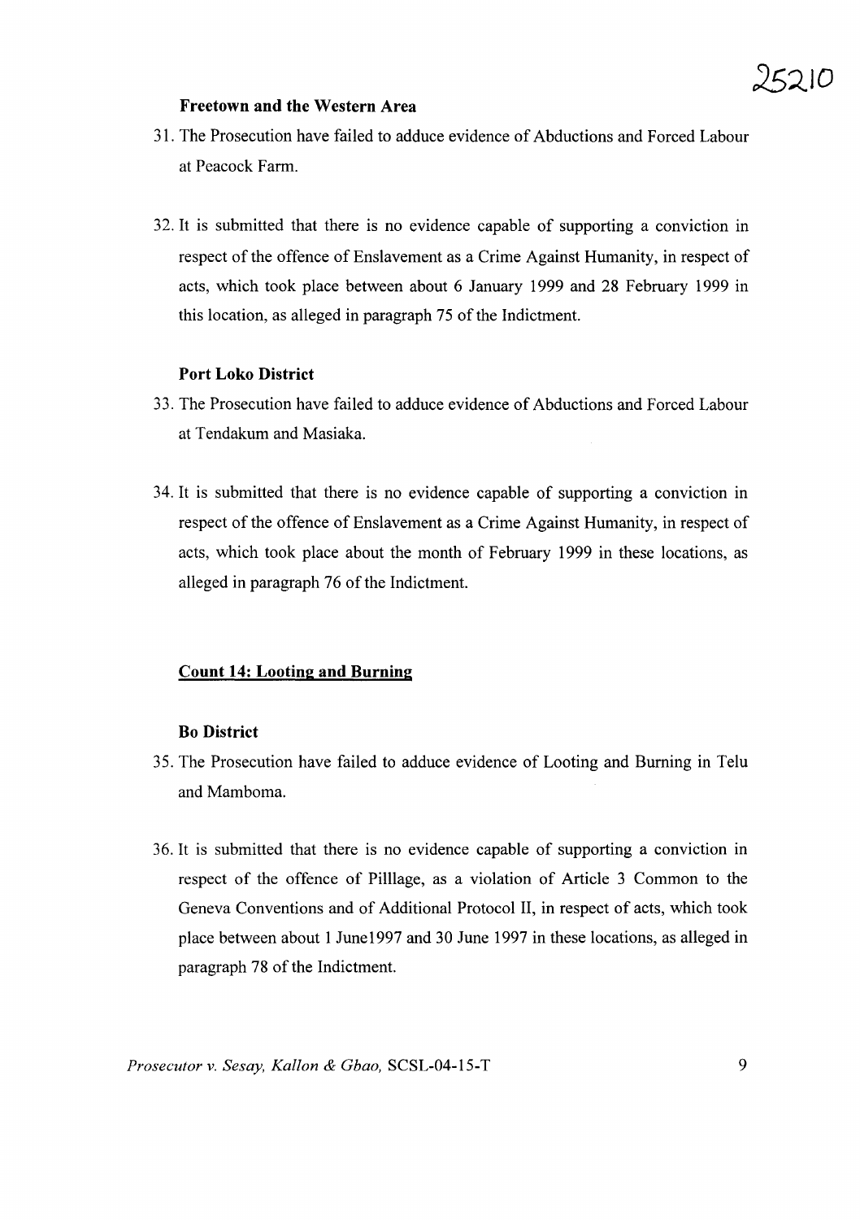### Freetown and the Western Area

31. The Prosecution have failed to adduce evidence of Abductions and Forced Labour at Peacock Farm.

32. It is submitted that there is no evidence capable of supporting a conviction in respect of the offence of Enslavement as a Crime Against Humanity, in respect of acts, which took place between about 6 January 1999 and 28 February 1999 in this location, as alleged in paragraph 75 of the Indictment.

### Port Loko District

33. The Prosecution have failed to adduce evidence of Abductions and Forced Labour at Tendakum and Masiaka.

34. It is submitted that there is no evidence capable of supporting a conviction in respect of the offence of Enslavement as a Crime Against Humanity, in respect of acts, which took place about the month of February 1999 in these locations, as alleged in paragraph 76 of the Indictment.

## Count 14: Looting and Burning

### Bo District

35. The Prosecution have failed to adduce evidence of Looting and Burning in Telu and Mamboma.

36. It is submitted that there is no evidence capable of supporting a conviction in respect of the offence of Pilllage, as a violation of Article 3 Common to the Geneva Conventions and of Additional Protocol II, in respect of acts, which took place between about 1 June1997 and 30 June 1997 in these locations, as alleged in paragraph 78 of the Indictment.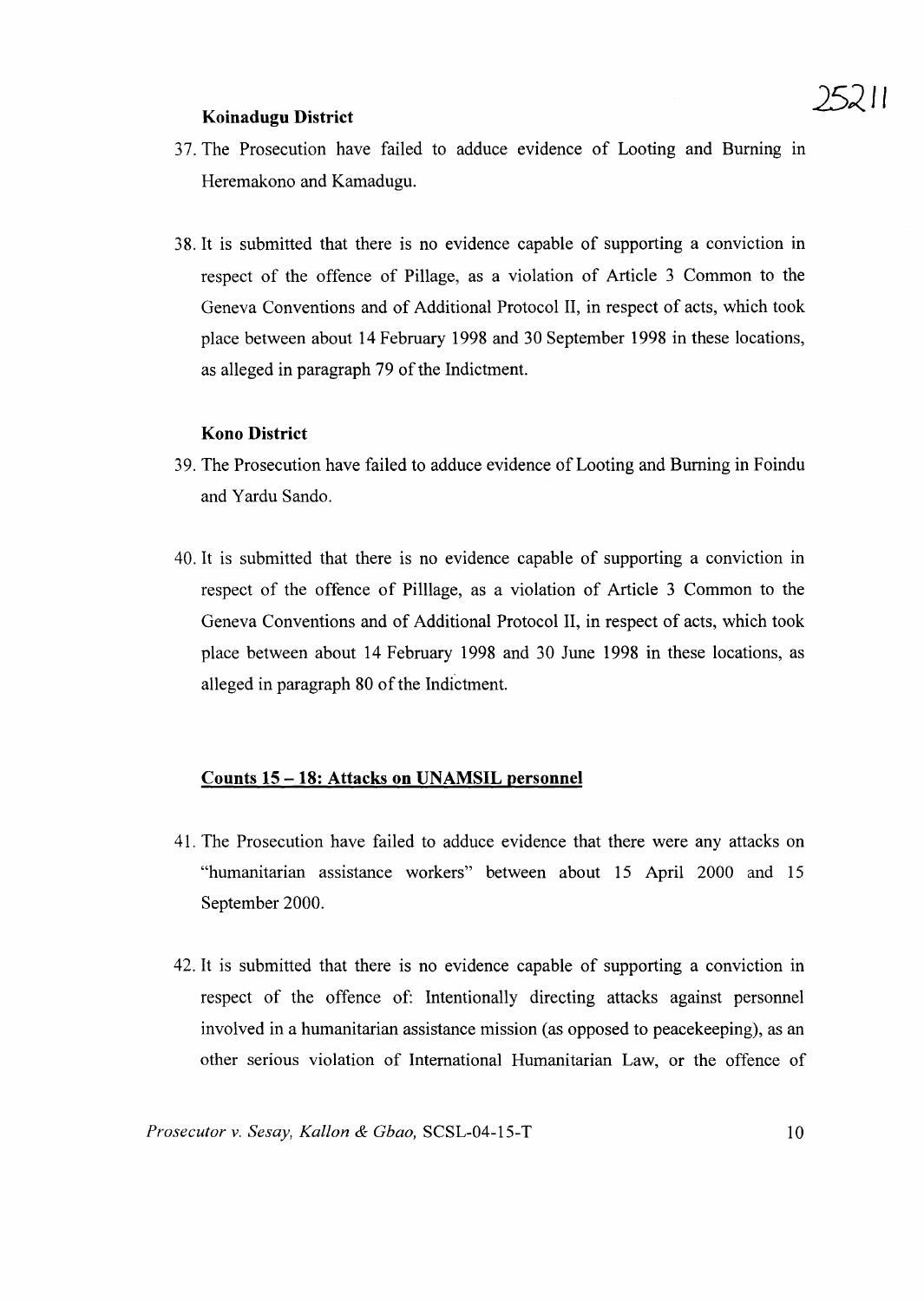**Koinadugu District**

37. The Prosecution have failed to adduce evidence of Looting and Burning in Heremakono and Kamadugu.

38. It is submitted that there is no evidence capable of supporting a conviction in respect of the offence of Pillage, as a violation of Article 3 Common to the Geneva Conventions and of Additional Protocol II, in respect of acts, which took place between about 14 February 1998 and 30 September 1998 in these locations, as alleged in paragraph 79 of the Indictment.

**Kono District**

39. The Prosecution have failed to adduce evidence of Looting and Burning in Foindu and Yardu Sando.

40. It is submitted that there is no evidence capable of supporting a conviction in respect of the offence of Pilllage, as a violation of Article 3 Common to the Geneva Conventions and of Additional Protocol II, in respect of acts, which took place between about 14 February 1998 and 30 June 1998 in these locations, as alleged in paragraph 80 of the Indictment.

**<u>Counts 15 – 18: Attacks on UNAMSIL personnel</u>**

41. The Prosecution have failed to adduce evidence that there were any attacks on "humanitarian assistance workers" between about 15 April 2000 and 15 September 2000.

42. It is submitted that there is no evidence capable of supporting a conviction in respect of the offence of: Intentionally directing attacks against personnel involved in a humanitarian assistance mission (as opposed to peacekeeping), as an other serious violation of International Humanitarian Law, or the offence of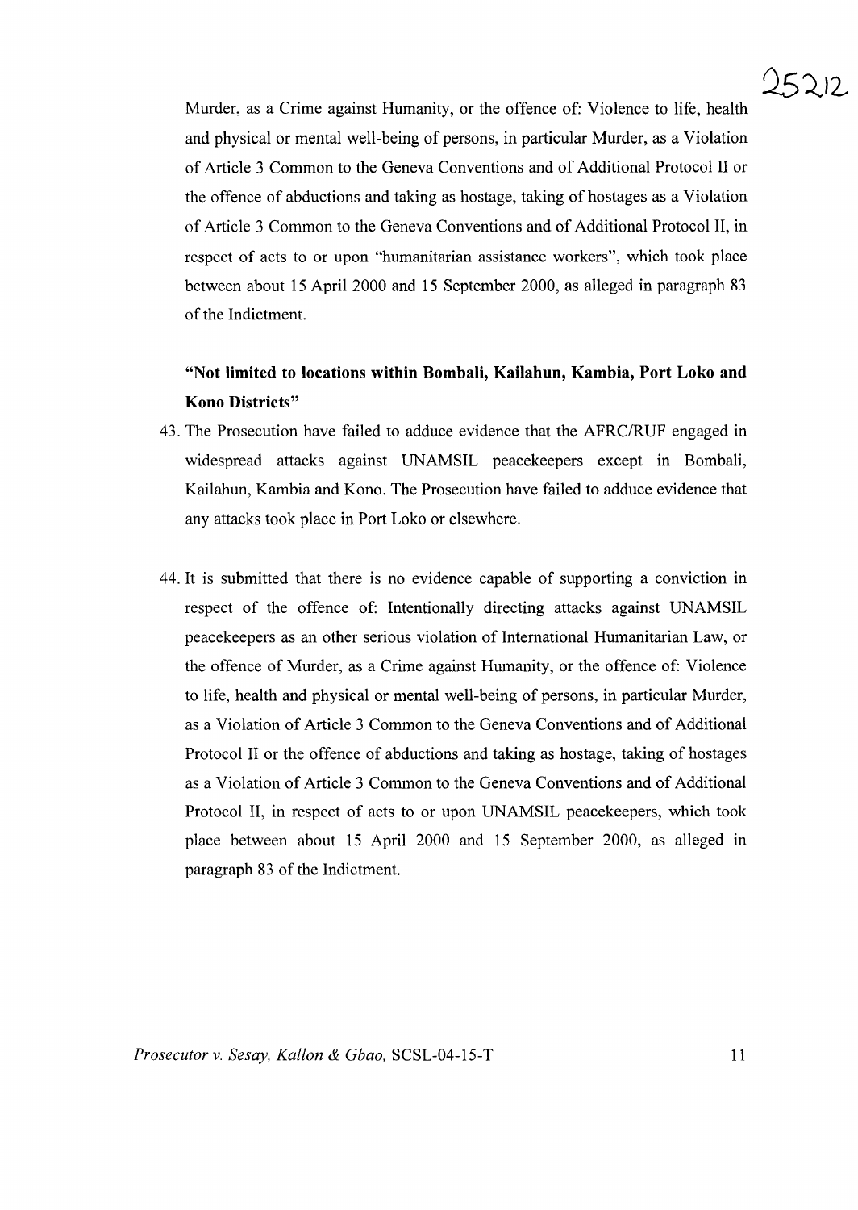Murder, as a Crime against Humanity, or the offence of: Violence to life, health and physical or mental well-being of persons, in particular Murder, as a Violation of Article 3 Common to the Geneva Conventions and of Additional Protocol II or the offence of abductions and taking as hostage, taking of hostages as a Violation of Article 3 Common to the Geneva Conventions and of Additional Protocol II, in respect of acts to or upon "humanitarian assistance workers", which took place between about 15 April 2000 and 15 September 2000, as alleged in paragraph 83 of the Indictment.

**"Not limited to locations within Bombali, Kailahun, Kambia, Port Loko and Kono Districts"**

43. The Prosecution have failed to adduce evidence that the AFRC/RUF engaged in widespread attacks against UNAMSIL peacekeepers except in Bombali, Kailahun, Kambia and Kono. The Prosecution have failed to adduce evidence that any attacks took place in Port Loko or elsewhere.

44. It is submitted that there is no evidence capable of supporting a conviction in respect of the offence of: Intentionally directing attacks against UNAMSIL peacekeepers as an other serious violation of International Humanitarian Law, or the offence of Murder, as a Crime against Humanity, or the offence of: Violence to life, health and physical or mental well-being of persons, in particular Murder, as a Violation of Article 3 Common to the Geneva Conventions and of Additional Protocol II or the offence of abductions and taking as hostage, taking of hostages as a Violation of Article 3 Common to the Geneva Conventions and of Additional Protocol II, in respect of acts to or upon UNAMSIL peacekeepers, which took place between about 15 April 2000 and 15 September 2000, as alleged in paragraph 83 of the Indictment.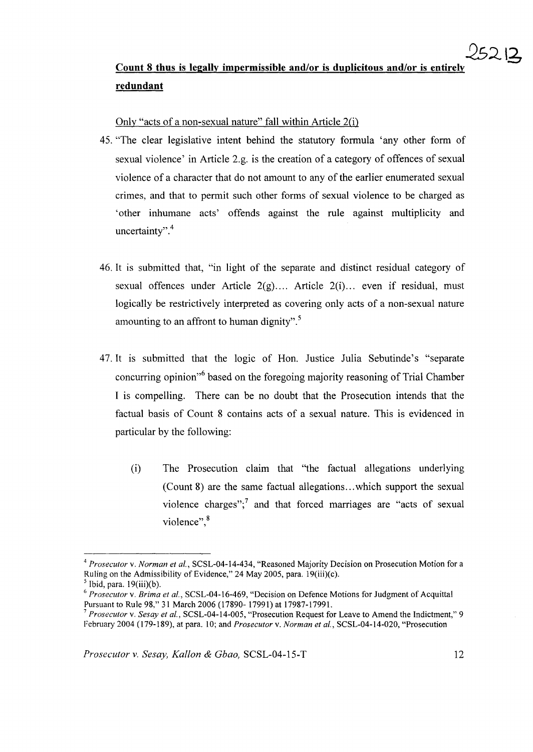**Count 8 thus is legally impermissible and/or is duplicitous and/or is entirely redundant**

Only "acts of a non-sexual nature" fall within Article 2(i)

45. "The clear legislative intent behind the statutory formula 'any other form of sexual violence' in Article 2.g. is the creation of a category of offences of sexual violence of a character that do not amount to any of the earlier enumerated sexual crimes, and that to permit such other forms of sexual violence to be charged as 'other inhumane acts' offends against the rule against multiplicity and uncertainty".[4]

46. It is submitted that, "in light of the separate and distinct residual category of sexual offences under Article 2(g).... Article 2(i)... even if residual, must logically be restrictively interpreted as covering only acts of a non-sexual nature amounting to an affront to human dignity".[5]

47. It is submitted that the logic of Hon. Justice Julia Sebutinde's "separate concurring opinion"[6] based on the foregoing majority reasoning of Trial Chamber I is compelling. There can be no doubt that the Prosecution intends that the factual basis of Count 8 contains acts of a sexual nature. This is evidenced in particular by the following:

    (i) The Prosecution claim that "the factual allegations underlying (Count 8) are the same factual allegations...which support the sexual violence charges";[7] and that forced marriages are "acts of sexual violence",[8]

---

[4] *Prosecutor* v. *Norman et al.*, SCSL-04-14-434, "Reasoned Majority Decision on Prosecution Motion for a Ruling on the Admissibility of Evidence," 24 May 2005, para. 19(iii)(c).

[5] Ibid, para. 19(iii)(b).

[6] *Prosecutor* v. *Brima et al.*, SCSL-04-16-469, "Decision on Defence Motions for Judgment of Acquittal Pursuant to Rule 98," 31 March 2006 (17890- 17991) at 17987-17991.

[7] *Prosecutor* v. *Sesay et al.*, SCSL-04-14-005, "Prosecution Request for Leave to Amend the Indictment," 9 February 2004 (179-189), at para. 10; and *Prosecutor* v. *Norman et al.*, SCSL-04-14-020, "Prosecution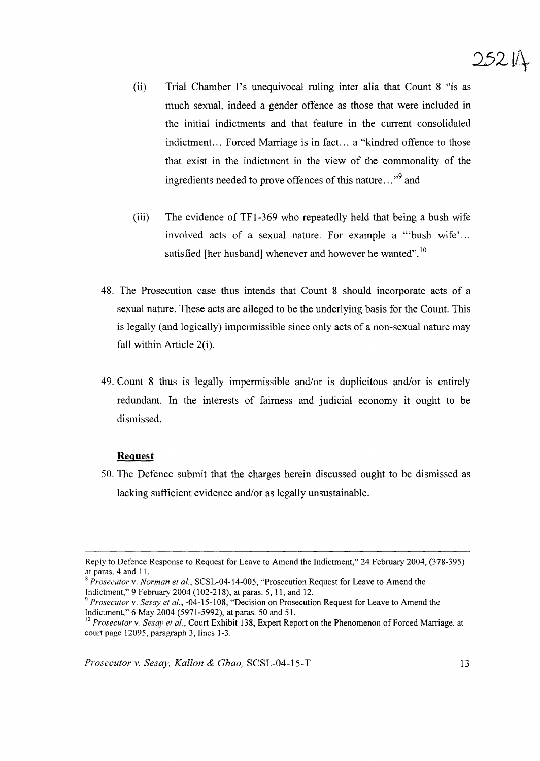(ii) Trial Chamber I's unequivocal ruling inter alia that Count 8 "is as much sexual, indeed a gender offence as those that were included in the initial indictments and that feature in the current consolidated indictment... Forced Marriage is in fact... a "kindred offence to those that exist in the indictment in the view of the commonality of the ingredients needed to prove offences of this nature..."[9] and

(iii) The evidence of TF1-369 who repeatedly held that being a bush wife involved acts of a sexual nature. For example a "'bush wife'... satisfied [her husband] whenever and however he wanted".[10]

48. The Prosecution case thus intends that Count 8 should incorporate acts of a sexual nature. These acts are alleged to be the underlying basis for the Count. This is legally (and logically) impermissible since only acts of a non-sexual nature may fall within Article 2(i).

49. Count 8 thus is legally impermissible and/or is duplicitous and/or is entirely redundant. In the interests of fairness and judicial economy it ought to be dismissed.

**Request**

50. The Defence submit that the charges herein discussed ought to be dismissed as lacking sufficient evidence and/or as legally unsustainable.

---

Reply to Defence Response to Request for Leave to Amend the Indictment," 24 February 2004, (378-395) at paras. 4 and 11.

[8] *Prosecutor* v. *Norman et al.*, SCSL-04-14-005, "Prosecution Request for Leave to Amend the Indictment," 9 February 2004 (102-218), at paras. 5, 11, and 12.

[9] *Prosecutor* v. *Sesay et al.*, -04-15-108, "Decision on Prosecution Request for Leave to Amend the Indictment," 6 May 2004 (5971-5992), at paras. 50 and 51.

[10] *Prosecutor* v. *Sesay et al.*, Court Exhibit 138, Expert Report on the Phenomenon of Forced Marriage, at court page 12095, paragraph 3, lines 1-3.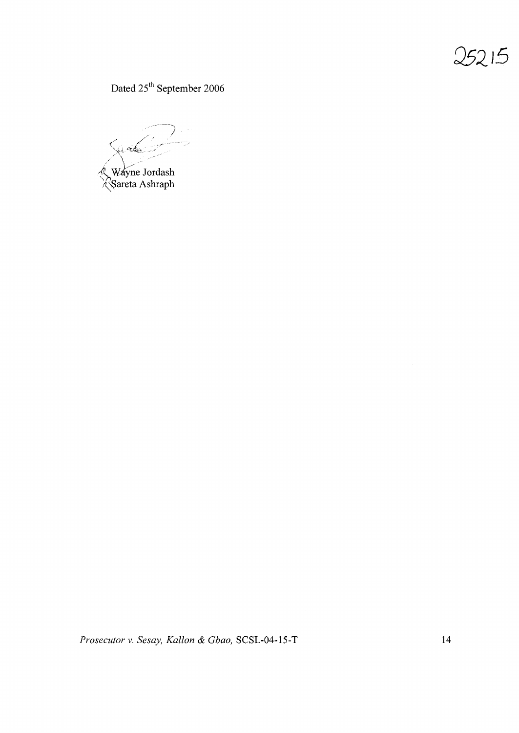Dated 25th September 2006

Wayne Jordash
Sareta Ashraph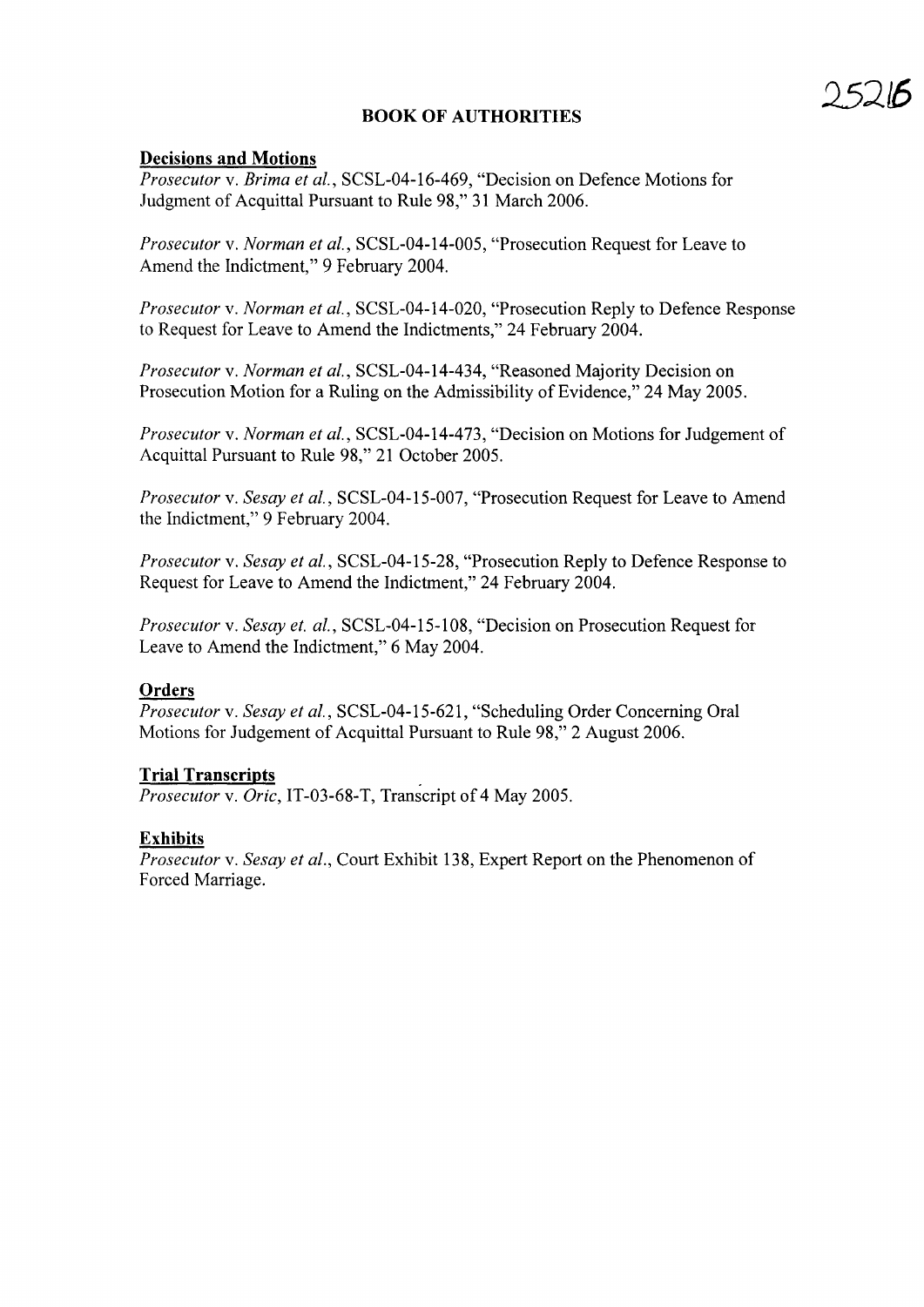# BOOK OF AUTHORITIES

## Decisions and Motions

*Prosecutor* v. *Brima et al.*, SCSL-04-16-469, "Decision on Defence Motions for Judgment of Acquittal Pursuant to Rule 98," 31 March 2006.

*Prosecutor* v. *Norman et al.*, SCSL-04-14-005, "Prosecution Request for Leave to Amend the Indictment," 9 February 2004.

*Prosecutor* v. *Norman et al.*, SCSL-04-14-020, "Prosecution Reply to Defence Response to Request for Leave to Amend the Indictments," 24 February 2004.

*Prosecutor* v. *Norman et al.*, SCSL-04-14-434, "Reasoned Majority Decision on Prosecution Motion for a Ruling on the Admissibility of Evidence," 24 May 2005.

*Prosecutor* v. *Norman et al.*, SCSL-04-14-473, "Decision on Motions for Judgement of Acquittal Pursuant to Rule 98," 21 October 2005.

*Prosecutor* v. *Sesay et al.*, SCSL-04-15-007, "Prosecution Request for Leave to Amend the Indictment," 9 February 2004.

*Prosecutor* v. *Sesay et al.*, SCSL-04-15-28, "Prosecution Reply to Defence Response to Request for Leave to Amend the Indictment," 24 February 2004.

*Prosecutor* v. *Sesay et. al.*, SCSL-04-15-108, "Decision on Prosecution Request for Leave to Amend the Indictment," 6 May 2004.

## Orders

*Prosecutor* v. *Sesay et al.*, SCSL-04-15-621, "Scheduling Order Concerning Oral Motions for Judgement of Acquittal Pursuant to Rule 98," 2 August 2006.

## Trial Transcripts

*Prosecutor* v. *Oric*, IT-03-68-T, Transcript of 4 May 2005.

## Exhibits

*Prosecutor* v. *Sesay et al.*, Court Exhibit 138, Expert Report on the Phenomenon of Forced Marriage.